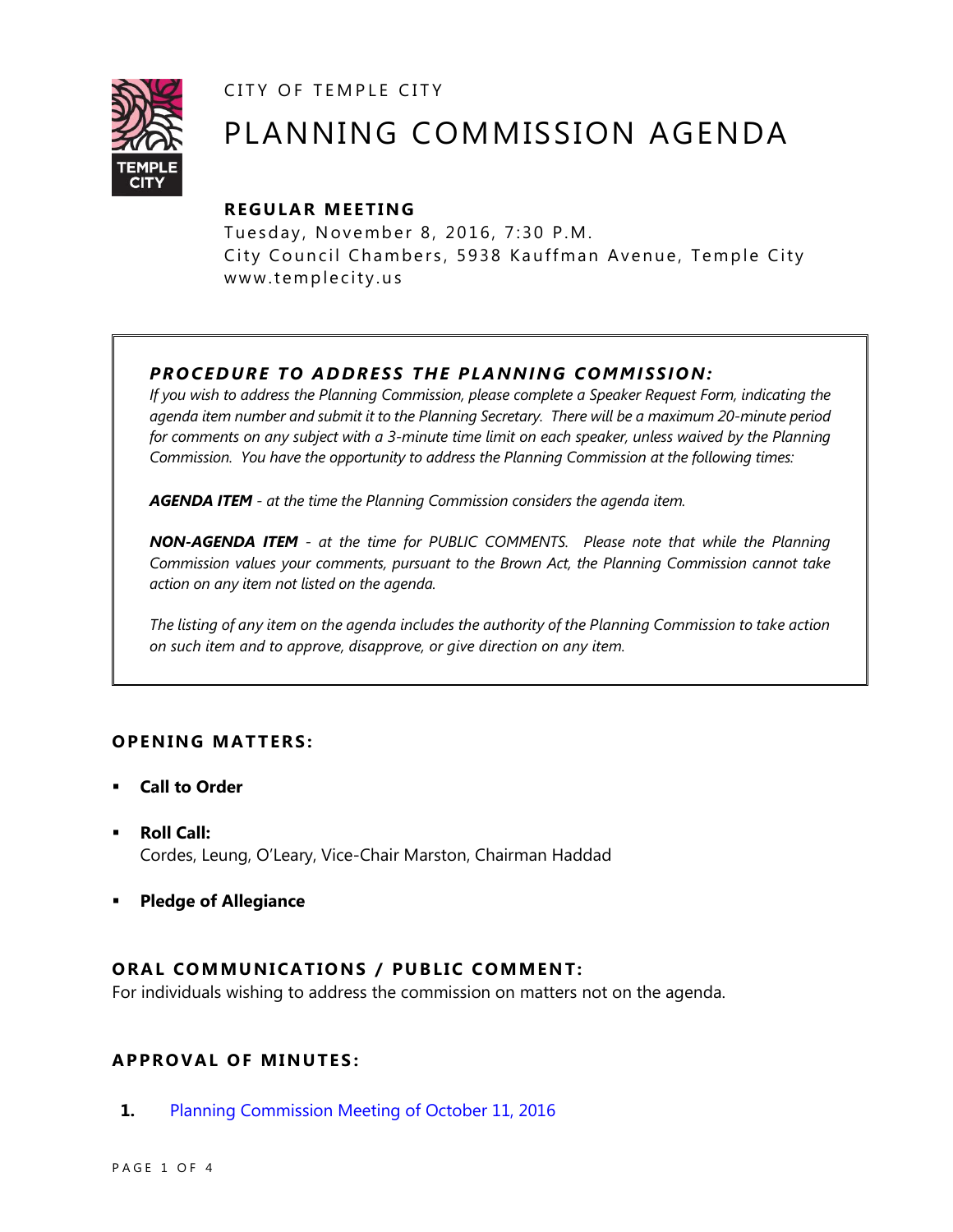CITY OF TEMPLE CITY

# PLANNING COMMISSION AGENDA

## REGULAR MEETING

Tuesday, November 8, 2016, 7:30 P.M.
City Council Chambers, 5938 Kauffman Avenue, Temple City
www.templecity.us

### *PROCEDURE TO ADDRESS THE PLANNING COMMISSION:*

*If you wish to address the Planning Commission, please complete a Speaker Request Form, indicating the agenda item number and submit it to the Planning Secretary. There will be a maximum 20-minute period for comments on any subject with a 3-minute time limit on each speaker, unless waived by the Planning Commission. You have the opportunity to address the Planning Commission at the following times:*

***AGENDA ITEM*** *- at the time the Planning Commission considers the agenda item.*

***NON-AGENDA ITEM*** *- at the time for PUBLIC COMMENTS. Please note that while the Planning Commission values your comments, pursuant to the Brown Act, the Planning Commission cannot take action on any item not listed on the agenda.*

*The listing of any item on the agenda includes the authority of the Planning Commission to take action on such item and to approve, disapprove, or give direction on any item.*

## OPENING MATTERS:

- **Call to Order**
- **Roll Call:**
  Cordes, Leung, O'Leary, Vice-Chair Marston, Chairman Haddad
- **Pledge of Allegiance**

## ORAL COMMUNICATIONS / PUBLIC COMMENT:

For individuals wishing to address the commission on matters not on the agenda.

## APPROVAL OF MINUTES:

**1.** Planning Commission Meeting of October 11, 2016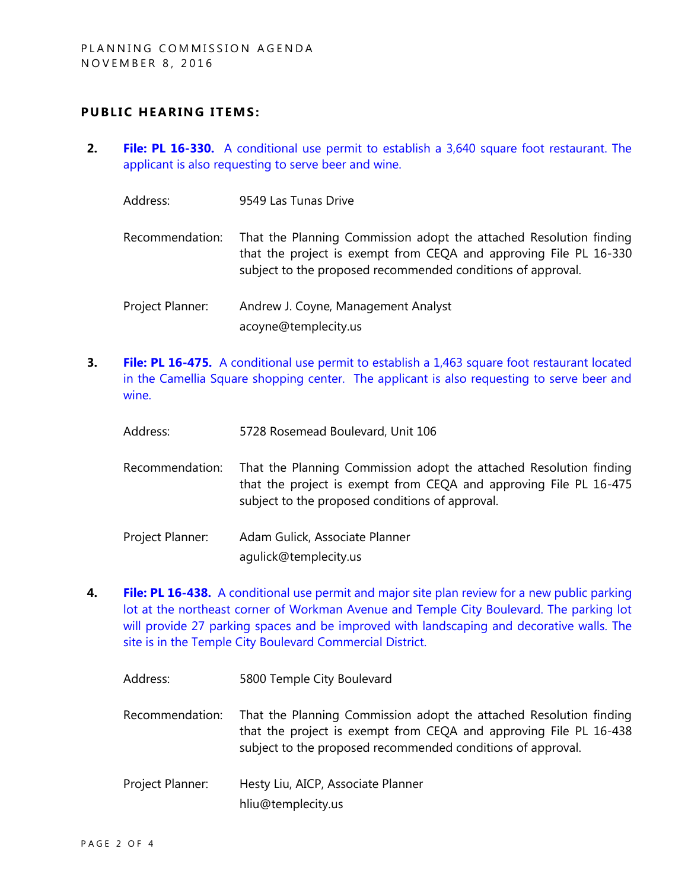## PUBLIC HEARING ITEMS:

2. **File: PL 16-330.** A conditional use permit to establish a 3,640 square foot restaurant. The applicant is also requesting to serve beer and wine.

   Address: 9549 Las Tunas Drive

   Recommendation: That the Planning Commission adopt the attached Resolution finding that the project is exempt from CEQA and approving File PL 16-330 subject to the proposed recommended conditions of approval.

   Project Planner: Andrew J. Coyne, Management Analyst
   acoyne@templecity.us

3. **File: PL 16-475.** A conditional use permit to establish a 1,463 square foot restaurant located in the Camellia Square shopping center. The applicant is also requesting to serve beer and wine.

   Address: 5728 Rosemead Boulevard, Unit 106

   Recommendation: That the Planning Commission adopt the attached Resolution finding that the project is exempt from CEQA and approving File PL 16-475 subject to the proposed conditions of approval.

   Project Planner: Adam Gulick, Associate Planner
   agulick@templecity.us

4. **File: PL 16-438.** A conditional use permit and major site plan review for a new public parking lot at the northeast corner of Workman Avenue and Temple City Boulevard. The parking lot will provide 27 parking spaces and be improved with landscaping and decorative walls. The site is in the Temple City Boulevard Commercial District.

   Address: 5800 Temple City Boulevard

   Recommendation: That the Planning Commission adopt the attached Resolution finding that the project is exempt from CEQA and approving File PL 16-438 subject to the proposed recommended conditions of approval.

   Project Planner: Hesty Liu, AICP, Associate Planner
   hliu@templecity.us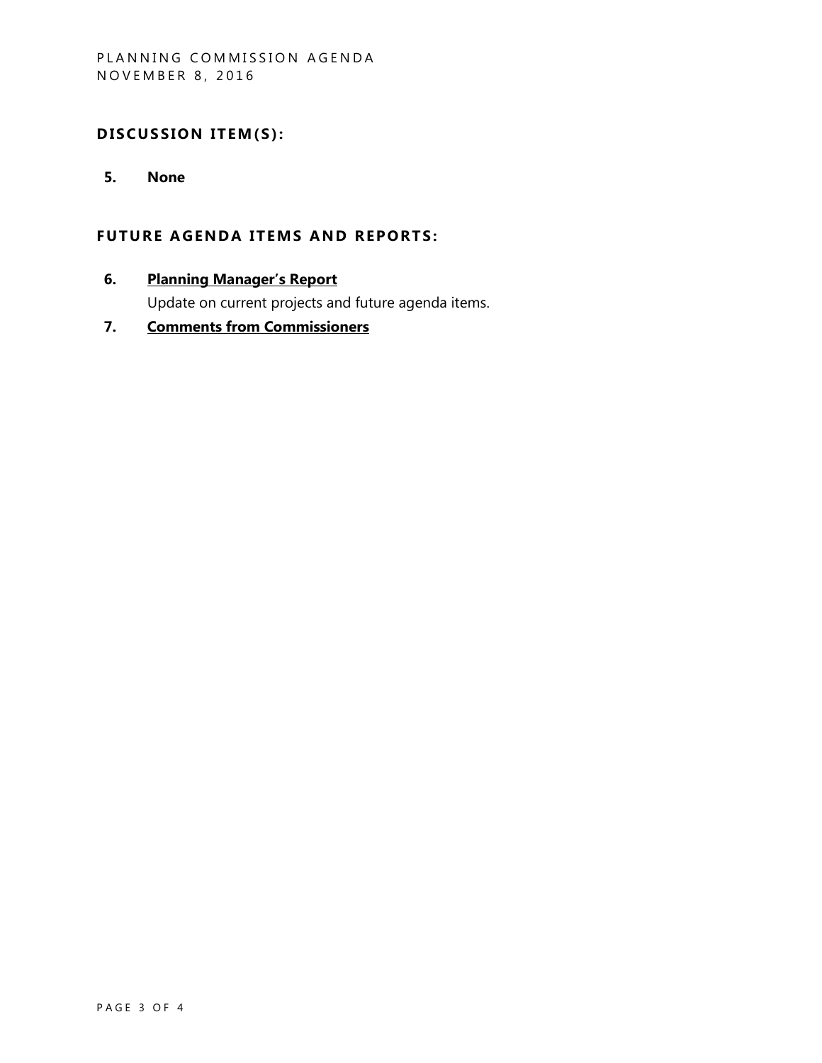## DISCUSSION ITEM(S):

**5. None**

## FUTURE AGENDA ITEMS AND REPORTS:

**6. Planning Manager's Report**

Update on current projects and future agenda items.

**7. Comments from Commissioners**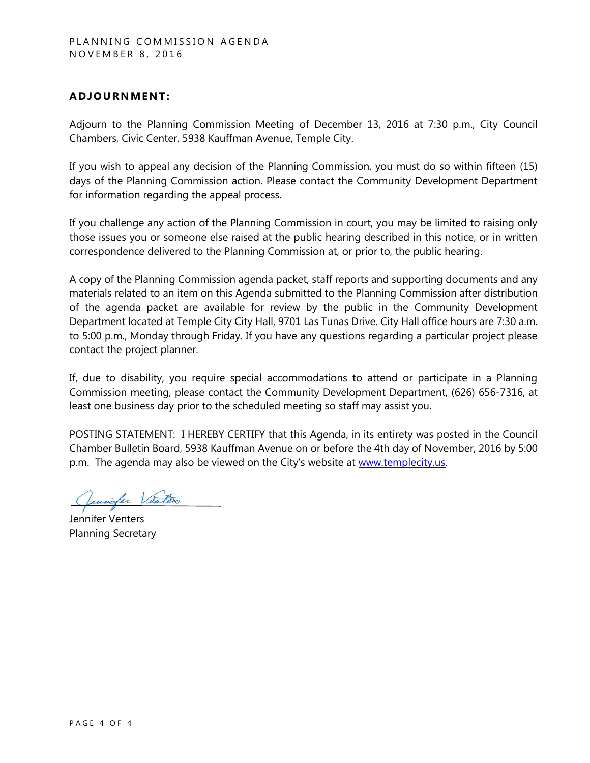## ADJOURNMENT:

Adjourn to the Planning Commission Meeting of December 13, 2016 at 7:30 p.m., City Council Chambers, Civic Center, 5938 Kauffman Avenue, Temple City.

If you wish to appeal any decision of the Planning Commission, you must do so within fifteen (15) days of the Planning Commission action. Please contact the Community Development Department for information regarding the appeal process.

If you challenge any action of the Planning Commission in court, you may be limited to raising only those issues you or someone else raised at the public hearing described in this notice, or in written correspondence delivered to the Planning Commission at, or prior to, the public hearing.

A copy of the Planning Commission agenda packet, staff reports and supporting documents and any materials related to an item on this Agenda submitted to the Planning Commission after distribution of the agenda packet are available for review by the public in the Community Development Department located at Temple City City Hall, 9701 Las Tunas Drive. City Hall office hours are 7:30 a.m. to 5:00 p.m., Monday through Friday. If you have any questions regarding a particular project please contact the project planner.

If, due to disability, you require special accommodations to attend or participate in a Planning Commission meeting, please contact the Community Development Department, (626) 656-7316, at least one business day prior to the scheduled meeting so staff may assist you.

POSTING STATEMENT: I HEREBY CERTIFY that this Agenda, in its entirety was posted in the Council Chamber Bulletin Board, 5938 Kauffman Avenue on or before the 4th day of November, 2016 by 5:00 p.m. The agenda may also be viewed on the City's website at www.templecity.us.

Jennifer Venters
Planning Secretary